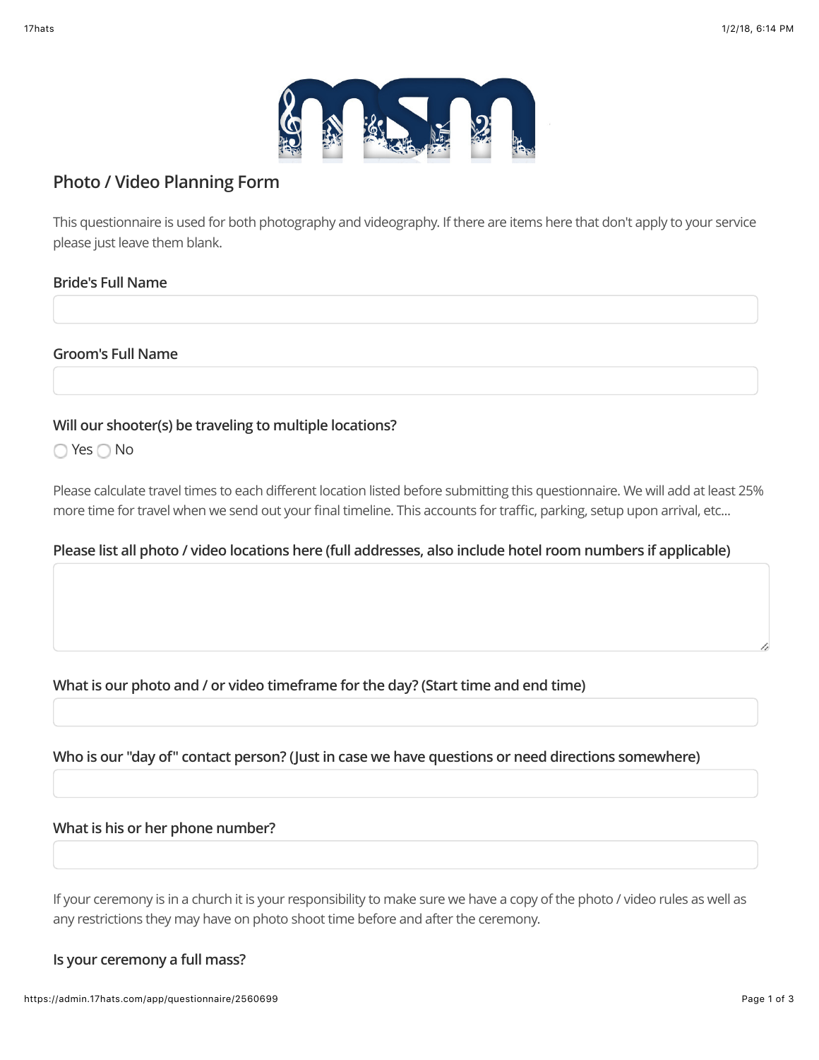## Photo / Video Planning Form

This questionnaire is used for both photography and videography. If there are items here that don't apply to your service please just leave them blank.

**Bride's Full Name**

**Groom's Full Name**

**Will our shooter(s) be traveling to multiple locations?**

◯ Yes ◯ No

Please calculate travel times to each different location listed before submitting this questionnaire. We will add at least 25% more time for travel when we send out your final timeline. This accounts for traffic, parking, setup upon arrival, etc...

**Please list all photo / video locations here (full addresses, also include hotel room numbers if applicable)**

**What is our photo and / or video timeframe for the day? (Start time and end time)**

**Who is our "day of" contact person? (Just in case we have questions or need directions somewhere)**

**What is his or her phone number?**

If your ceremony is in a church it is your responsibility to make sure we have a copy of the photo / video rules as well as any restrictions they may have on photo shoot time before and after the ceremony.

**Is your ceremony a full mass?**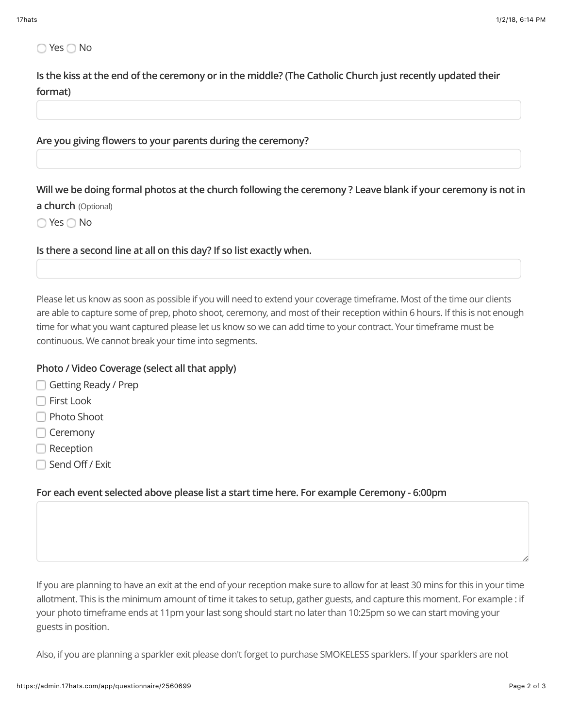◯ Yes ◯ No

**Is the kiss at the end of the ceremony or in the middle? (The Catholic Church just recently updated their format)**

**Are you giving flowers to your parents during the ceremony?**

**Will we be doing formal photos at the church following the ceremony ? Leave blank if your ceremony is not in a church** (Optional)

◯ Yes ◯ No

**Is there a second line at all on this day? If so list exactly when.**

Please let us know as soon as possible if you will need to extend your coverage timeframe. Most of the time our clients are able to capture some of prep, photo shoot, ceremony, and most of their reception within 6 hours. If this is not enough time for what you want captured please let us know so we can add time to your contract. Your timeframe must be continuous. We cannot break your time into segments.

**Photo / Video Coverage (select all that apply)**

- [ ] Getting Ready / Prep
- [ ] First Look
- [ ] Photo Shoot
- [ ] Ceremony
- [ ] Reception
- [ ] Send Off / Exit

**For each event selected above please list a start time here. For example Ceremony - 6:00pm**

If you are planning to have an exit at the end of your reception make sure to allow for at least 30 mins for this in your time allotment. This is the minimum amount of time it takes to setup, gather guests, and capture this moment. For example : if your photo timeframe ends at 11pm your last song should start no later than 10:25pm so we can start moving your guests in position.

Also, if you are planning a sparkler exit please don't forget to purchase SMOKELESS sparklers. If your sparklers are not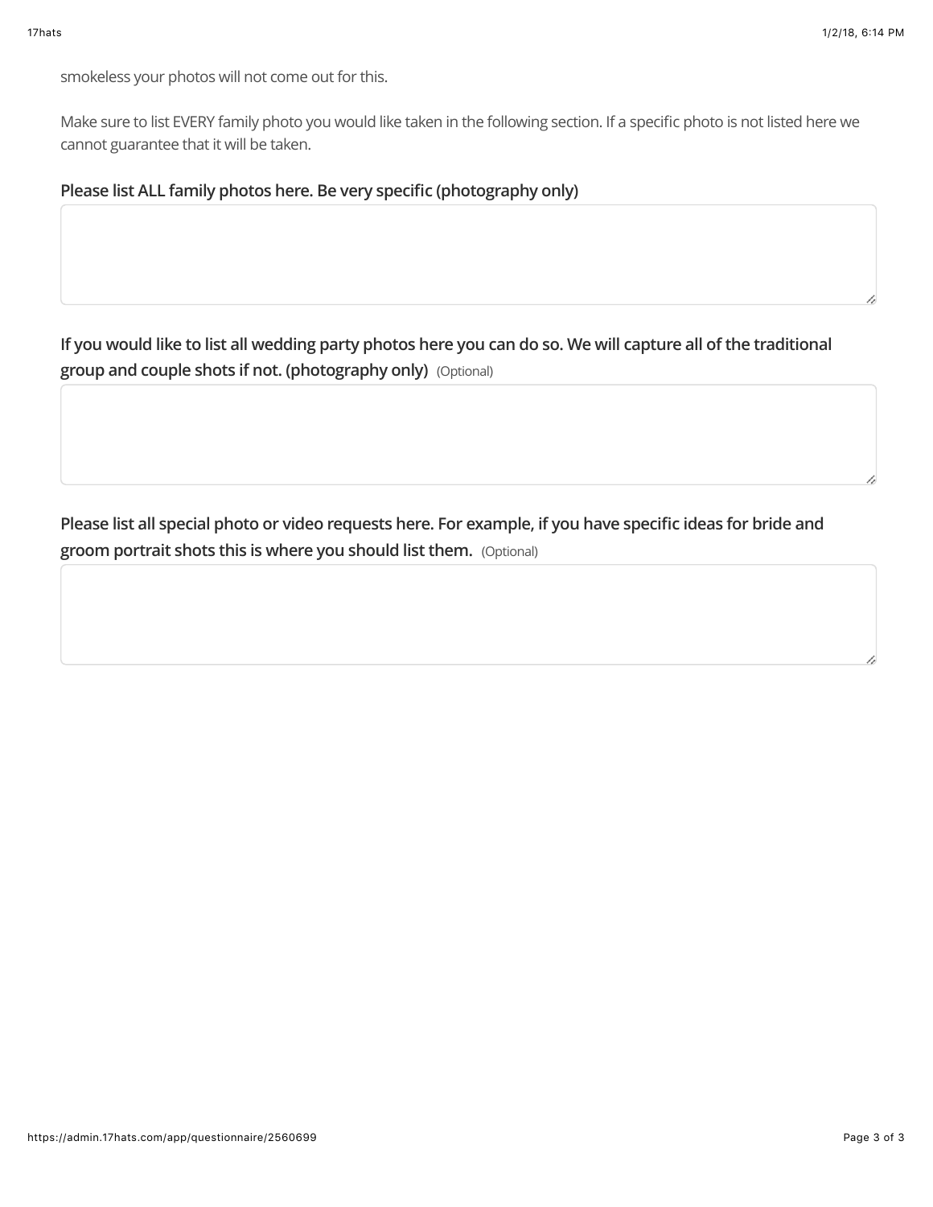smokeless your photos will not come out for this.

Make sure to list EVERY family photo you would like taken in the following section. If a specific photo is not listed here we cannot guarantee that it will be taken.

**Please list ALL family photos here. Be very specific (photography only)**

**If you would like to list all wedding party photos here you can do so. We will capture all of the traditional group and couple shots if not. (photography only)** (Optional)

**Please list all special photo or video requests here. For example, if you have specific ideas for bride and groom portrait shots this is where you should list them.** (Optional)